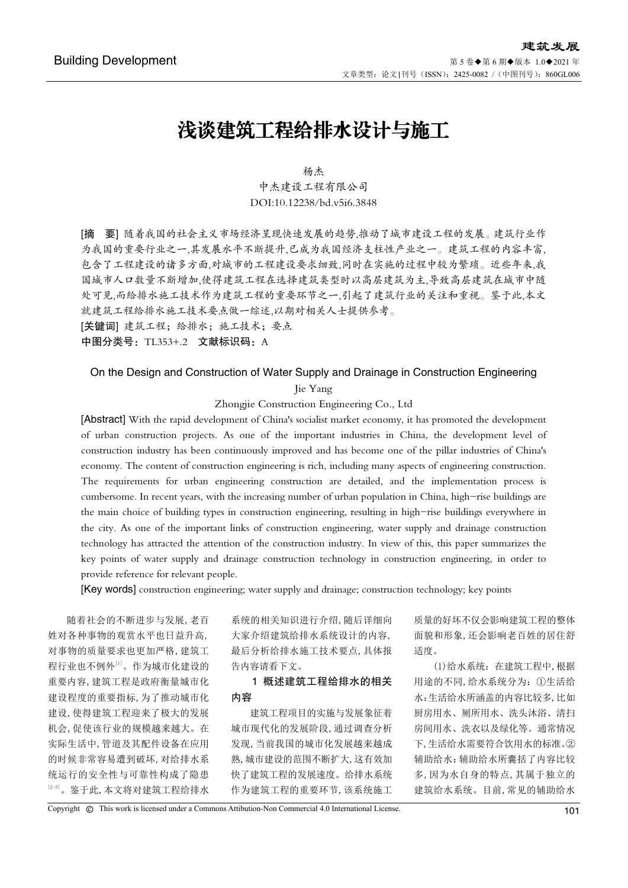# 浅谈建筑工程给排水设计与施工

杨杰

中杰建设工程有限公司

DOI:10.12238/bd.v5i6.3848

**[摘 要]** 随着我国的社会主义市场经济呈现快速发展的趋势,推动了城市建设工程的发展。建筑行业作为我国的重要行业之一,其发展水平不断提升,已成为我国经济支柱性产业之一。建筑工程的内容丰富,包含了工程建设的诸多方面,对城市的工程建设要求细致,同时在实施的过程中较为繁琐。近些年来,我国城市人口数量不断增加,使得建筑工程在选择建筑类型时以高层建筑为主,导致高层建筑在城市中随处可见,而给排水施工技术作为建筑工程的重要环节之一,引起了建筑行业的关注和重视。鉴于此,本文就建筑工程给排水施工技术要点做一综述,以期对相关人士提供参考。

**[关键词]** 建筑工程;给排水;施工技术;要点

**中图分类号:** TL353+.2 **文献标识码:** A

## On the Design and Construction of Water Supply and Drainage in Construction Engineering

Jie Yang

Zhongjie Construction Engineering Co., Ltd

**[Abstract]** With the rapid development of China's socialist market economy, it has promoted the development of urban construction projects. As one of the important industries in China, the development level of construction industry has been continuously improved and has become one of the pillar industries of China's economy. The content of construction engineering is rich, including many aspects of engineering construction. The requirements for urban engineering construction are detailed, and the implementation process is cumbersome. In recent years, with the increasing number of urban population in China, high-rise buildings are the main choice of building types in construction engineering, resulting in high-rise buildings everywhere in the city. As one of the important links of construction engineering, water supply and drainage construction technology has attracted the attention of the construction industry. In view of this, this paper summarizes the key points of water supply and drainage construction technology in construction engineering, in order to provide reference for relevant people.

**[Key words]** construction engineering; water supply and drainage; construction technology; key points

随着社会的不断进步与发展,老百姓对各种事物的观赏水平也日益升高,对事物的质量要求也更加严格,建筑工程行业也不例外[1]。作为城市化建设的重要内容,建筑工程是政府衡量城市化建设程度的重要指标,为了推动城市化建设,使得建筑工程迎来了极大的发展机会,促使该行业的规模越来越大。在实际生活中,管道及其配件设备在应用的时候非常容易遭到破坏,对给排水系统运行的安全性与可靠性构成了隐患[2-3]。鉴于此,本文将对建筑工程给排水系统的相关知识进行介绍,随后详细向大家介绍建筑给排水系统设计的内容,最后分析给排水施工技术要点,具体报告内容请看下文。

## 1 概述建筑工程给排水的相关内容

建筑工程项目的实施与发展象征着城市现代化的发展阶段,通过调查分析发现,当前我国的城市化发展越来越成熟,城市建设的范围不断扩大,这有效加快了建筑工程的发展速度。给排水系统作为建筑工程的重要环节,该系统施工质量的好坏不仅会影响建筑工程的整体面貌和形象,还会影响老百姓的居住舒适度。

(1)给水系统:在建筑工程中,根据用途的不同,给水系统分为:①生活给水:生活给水所涵盖的内容比较多,比如厨房用水、厕所用水、洗头沐浴、清扫房间用水、洗衣以及绿化等。通常情况下,生活给水需要符合饮用水的标准。②辅助给水:辅助给水所囊括了内容比较多,因为水自身的特点,其属于独立的建筑给水系统。目前,常见的辅助给水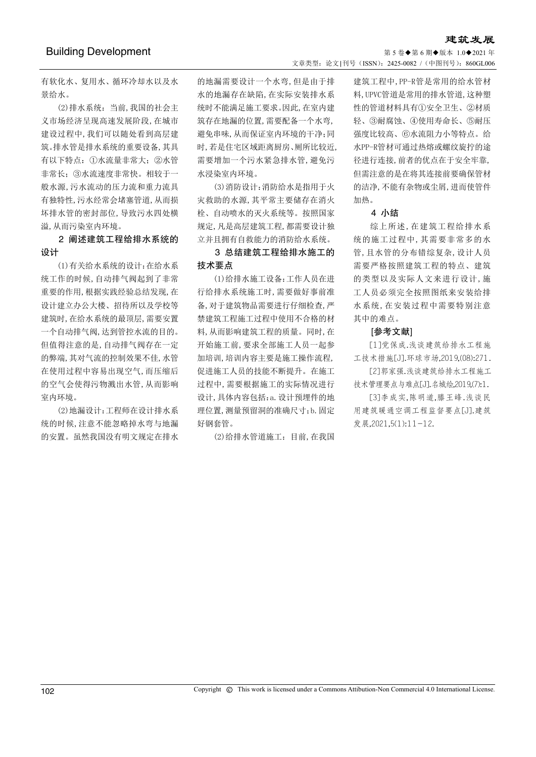有软化水、复用水、循环冷却水以及水景给水。

(2)排水系统：当前,我国的社会主义市场经济呈现高速发展阶段,在城市建设过程中,我们可以随处看到高层建筑。排水管是排水系统的重要设备,其具有以下特点：①水流量非常大；②水管非常长；③水流速度非常快。相较于一般水源,污水流动的压力流和重力流具有独特性,污水经常会堵塞管道,从而损坏排水管的密封部位,导致污水四处横溢,从而污染室内环境。

## 2 阐述建筑工程给排水系统的设计

(1)有关给水系统的设计：在给水系统工作的时候,自动排气阀起到了非常重要的作用,根据实践经验总结发现,在设计建立办公大楼、招待所以及学校等建筑时,在给水系统的最顶层,需要安置一个自动排气阀,达到管控水流的目的。但值得注意的是,自动排气阀存在一定的弊端,其对气流的控制效果不佳,水管在使用过程中容易出现空气,而压缩后的空气会使得污物溅出水管,从而影响室内环境。

(2)地漏设计：工程师在设计排水系统的时候,注意不能忽略掉水弯与地漏的安置。虽然我国没有明文规定在排水的地漏需要设计一个水弯,但是由于排水的地漏存在缺陷,在实际安装排水系统时不能满足施工要求。因此,在室内建筑存在地漏的位置,需要配备一个水弯,避免串味,从而保证室内环境的干净；同时,若是住宅区域距离厨房、厕所比较近,需要增加一个污水紧急排水管,避免污水浸染室内环境。

(3)消防设计：消防给水是指用于火灾救助的水源,其平常主要储存在消火栓、自动喷水的灭火系统等。按照国家规定,凡是高层建筑工程,都需要设计独立并且拥有自救能力的消防给水系统。

## 3 总结建筑工程给排水施工的技术要点

(1)给排水施工设备：工作人员在进行给排水系统施工时,需要做好事前准备,对于建筑物品需要进行仔细检查,严禁建筑工程施工过程中使用不合格的材料,从而影响建筑工程的质量。同时,在开始施工前,要求全部施工人员一起参加培训,培训内容主要是施工操作流程,促进施工人员的技能不断提升。在施工过程中,需要根据施工的实际情况进行设计,具体内容包括：a.设计预埋件的地理位置,测量预留洞的准确尺寸；b.固定好钢套管。

(2)给排水管道施工：目前,在我国建筑工程中,PP-R管是常用的给水管材料,UPVC管道是常用的排水管道,这种塑性的管道材料具有①安全卫生、②材质轻、③耐腐蚀、④使用寿命长、⑤耐压强度比较高、⑥水流阻力小等特点。给水PP-R管材可通过热熔或螺纹旋拧的途径进行连接,前者的优点在于安全牢靠,但需注意的是在将其连接前要确保管材的洁净,不能有杂物或尘屑,进而使管件加热。

## 4 小结

综上所述,在建筑工程给排水系统的施工过程中,其需要非常多的水管,且水管的分布错综复杂,设计人员需要严格按照建筑工程的特点、建筑的类型以及实际人文来进行设计,施工人员必须完全按照图纸来安装给排水系统,在安装过程中需要特别注意其中的难点。

## [参考文献]

[1]党保成.浅谈建筑给排水工程施工技术措施[J].环球市场,2019,(08):271.

[2]郭家强.浅谈建筑给排水工程施工技术管理要点与难点[J].名城绘,2019,(7):1.

[3]李成实,陈明道,滕王峰.浅谈民用建筑暖通空调工程监督要点[J].建筑发展,2021,5(1):11-12.